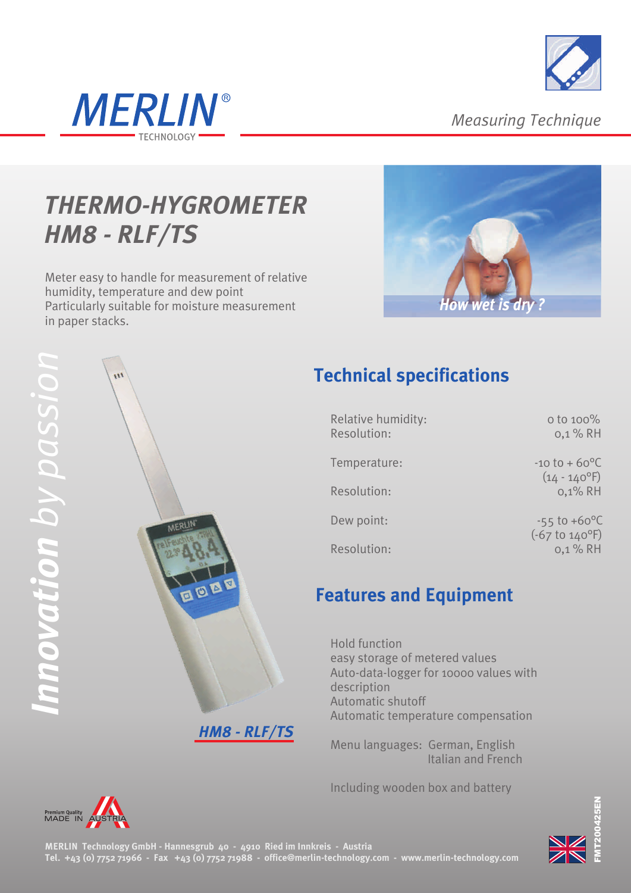MERLIN®
TECHNOLOGY

Measuring Technique

# THERMO-HYGROMETER HM8 - RLF/TS

Meter easy to handle for measurement of relative humidity, temperature and dew point
Particularly suitable for moisture measurement in paper stacks.

*How wet is dry ?*

*Innovation by passion*

*HM8 - RLF/TS*

## Technical specifications

| | |
|---|---|
| Relative humidity: | 0 to 100% |
| Resolution: | 0,1 % RH |
| Temperature: | -10 to + 60°C (14 - 140°F) |
| Resolution: | 0,1% RH |
| Dew point: | -55 to +60°C (-67 to 140°F) |
| Resolution: | 0,1 % RH |

## Features and Equipment

Hold function
easy storage of metered values
Auto-data-logger for 10000 values with description
Automatic shutoff
Automatic temperature compensation

Menu languages: German, English Italian and French

Including wooden box and battery

Premium Quality MADE IN AUSTRIA

**MERLIN Technology GmbH - Hannesgrub 40 - 4910 Ried im Innkreis - Austria**
**Tel. +43 (0) 7752 71966 - Fax +43 (0) 7752 71988 - office@merlin-technology.com - www.merlin-technology.com**

FMT200425EN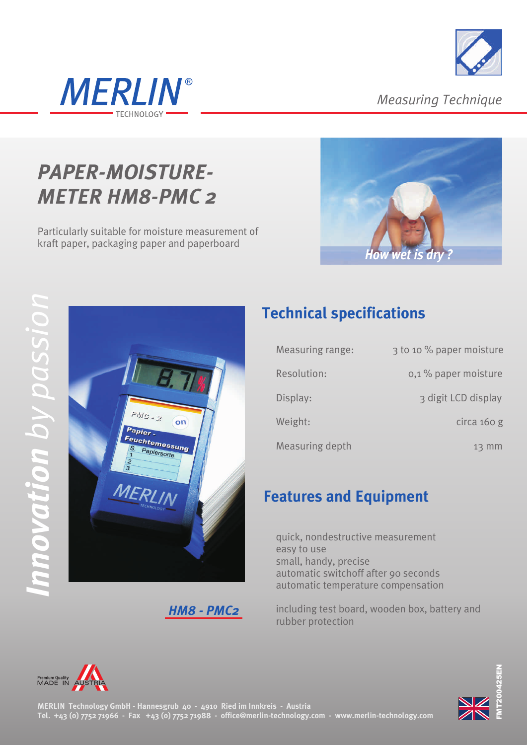MERLIN®
TECHNOLOGY

Measuring Technique

# PAPER-MOISTURE-METER HM8-PMC 2

Particularly suitable for moisture measurement of kraft paper, packaging paper and paperboard

*How wet is dry ?*

*Innovation by passion*

**HM8 - PMC2**

## Technical specifications

| | |
|---|---|
| Measuring range: | 3 to 10 % paper moisture |
| Resolution: | 0,1 % paper moisture |
| Display: | 3 digit LCD display |
| Weight: | circa 160 g |
| Measuring depth | 13 mm |

## Features and Equipment

quick, nondestructive measurement
easy to use
small, handy, precise
automatic switchoff after 90 seconds
automatic temperature compensation

including test board, wooden box, battery and rubber protection

Premium Quality MADE IN AUSTRIA

**MERLIN Technology GmbH - Hannesgrub 40 - 4910 Ried im Innkreis - Austria**
**Tel. +43 (0) 7752 71966 - Fax +43 (0) 7752 71988 - office@merlin-technology.com - www.merlin-technology.com**

FMT200425EN